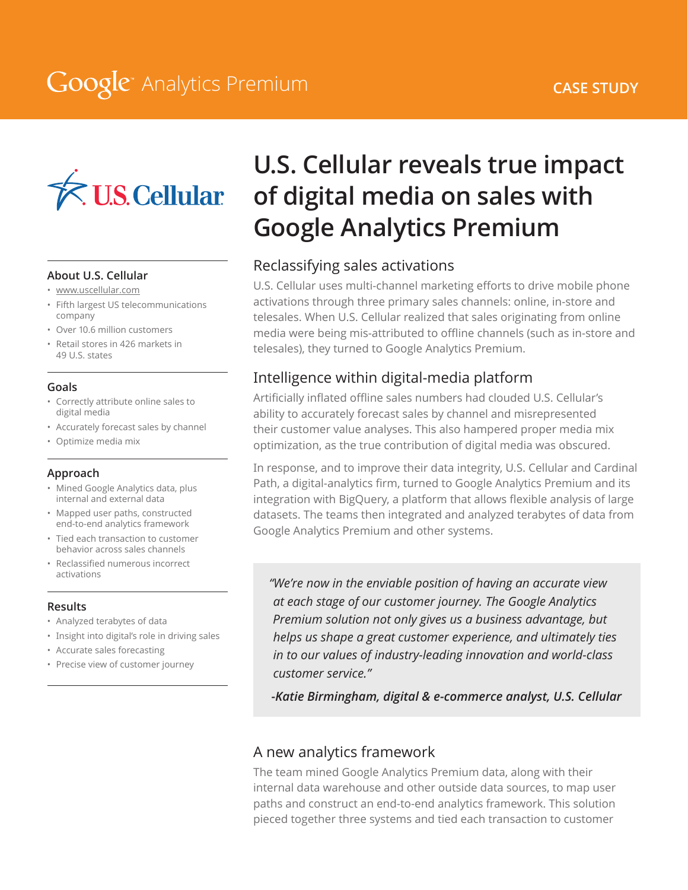Google Analytics Premium

CASE STUDY

# U.S. Cellular reveals true impact of digital media on sales with Google Analytics Premium

### About U.S. Cellular

- www.uscellular.com
- Fifth largest US telecommunications company
- Over 10.6 million customers
- Retail stores in 426 markets in 49 U.S. states

### Goals

- Correctly attribute online sales to digital media
- Accurately forecast sales by channel
- Optimize media mix

### Approach

- Mined Google Analytics data, plus internal and external data
- Mapped user paths, constructed end-to-end analytics framework
- Tied each transaction to customer behavior across sales channels
- Reclassified numerous incorrect activations

### Results

- Analyzed terabytes of data
- Insight into digital's role in driving sales
- Accurate sales forecasting
- Precise view of customer journey

## Reclassifying sales activations

U.S. Cellular uses multi-channel marketing efforts to drive mobile phone activations through three primary sales channels: online, in-store and telesales. When U.S. Cellular realized that sales originating from online media were being mis-attributed to offline channels (such as in-store and telesales), they turned to Google Analytics Premium.

## Intelligence within digital-media platform

Artificially inflated offline sales numbers had clouded U.S. Cellular's ability to accurately forecast sales by channel and misrepresented their customer value analyses. This also hampered proper media mix optimization, as the true contribution of digital media was obscured.

In response, and to improve their data integrity, U.S. Cellular and Cardinal Path, a digital-analytics firm, turned to Google Analytics Premium and its integration with BigQuery, a platform that allows flexible analysis of large datasets. The teams then integrated and analyzed terabytes of data from Google Analytics Premium and other systems.

> *"We're now in the enviable position of having an accurate view at each stage of our customer journey. The Google Analytics Premium solution not only gives us a business advantage, but helps us shape a great customer experience, and ultimately ties in to our values of industry-leading innovation and world-class customer service."*
>
> ***-Katie Birmingham, digital & e-commerce analyst, U.S. Cellular***

## A new analytics framework

The team mined Google Analytics Premium data, along with their internal data warehouse and other outside data sources, to map user paths and construct an end-to-end analytics framework. This solution pieced together three systems and tied each transaction to customer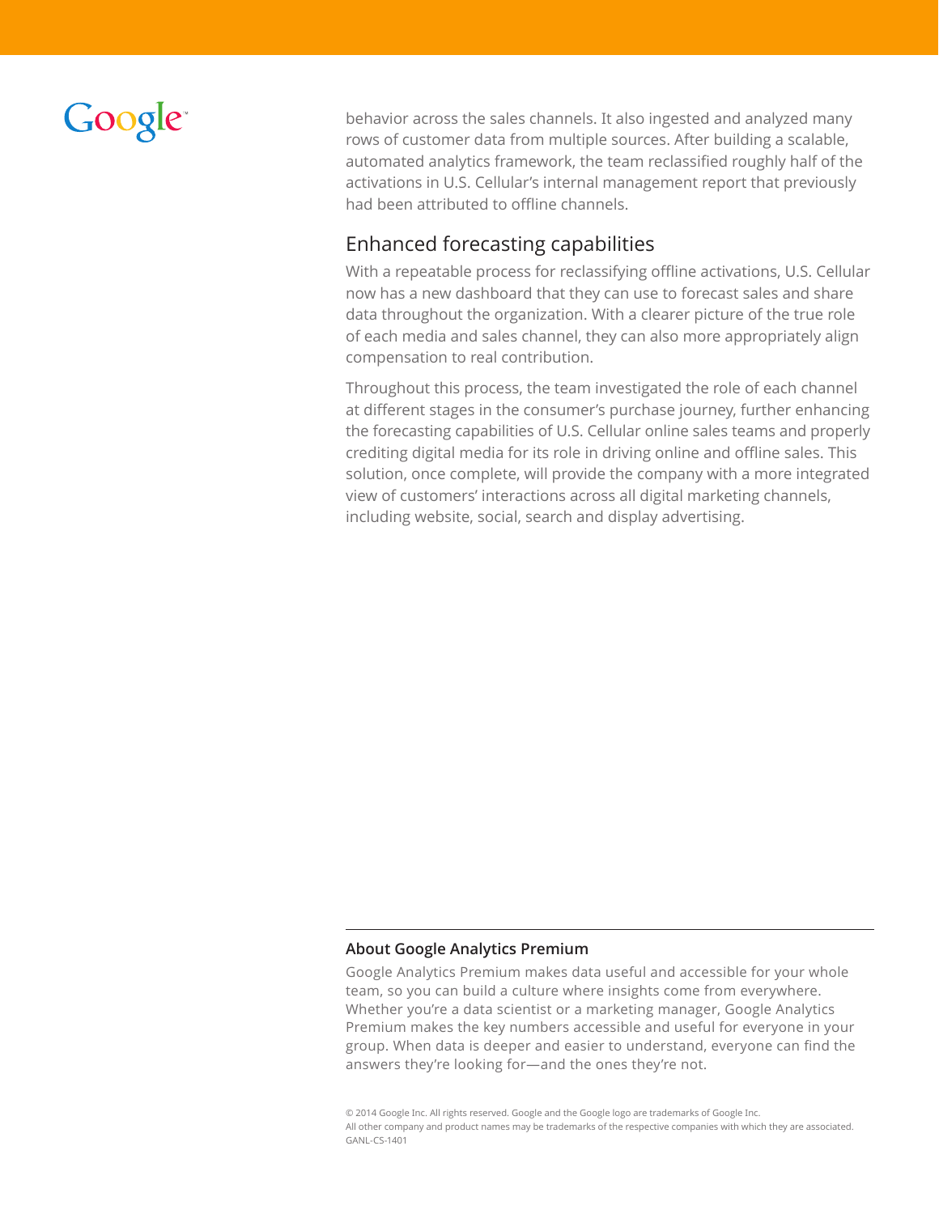behavior across the sales channels. It also ingested and analyzed many rows of customer data from multiple sources. After building a scalable, automated analytics framework, the team reclassified roughly half of the activations in U.S. Cellular's internal management report that previously had been attributed to offline channels.

## Enhanced forecasting capabilities

With a repeatable process for reclassifying offline activations, U.S. Cellular now has a new dashboard that they can use to forecast sales and share data throughout the organization. With a clearer picture of the true role of each media and sales channel, they can also more appropriately align compensation to real contribution.

Throughout this process, the team investigated the role of each channel at different stages in the consumer's purchase journey, further enhancing the forecasting capabilities of U.S. Cellular online sales teams and properly crediting digital media for its role in driving online and offline sales. This solution, once complete, will provide the company with a more integrated view of customers' interactions across all digital marketing channels, including website, social, search and display advertising.

---

**About Google Analytics Premium**

Google Analytics Premium makes data useful and accessible for your whole team, so you can build a culture where insights come from everywhere. Whether you're a data scientist or a marketing manager, Google Analytics Premium makes the key numbers accessible and useful for everyone in your group. When data is deeper and easier to understand, everyone can find the answers they're looking for—and the ones they're not.

© 2014 Google Inc. All rights reserved. Google and the Google logo are trademarks of Google Inc.
All other company and product names may be trademarks of the respective companies with which they are associated.
GANL-CS-1401